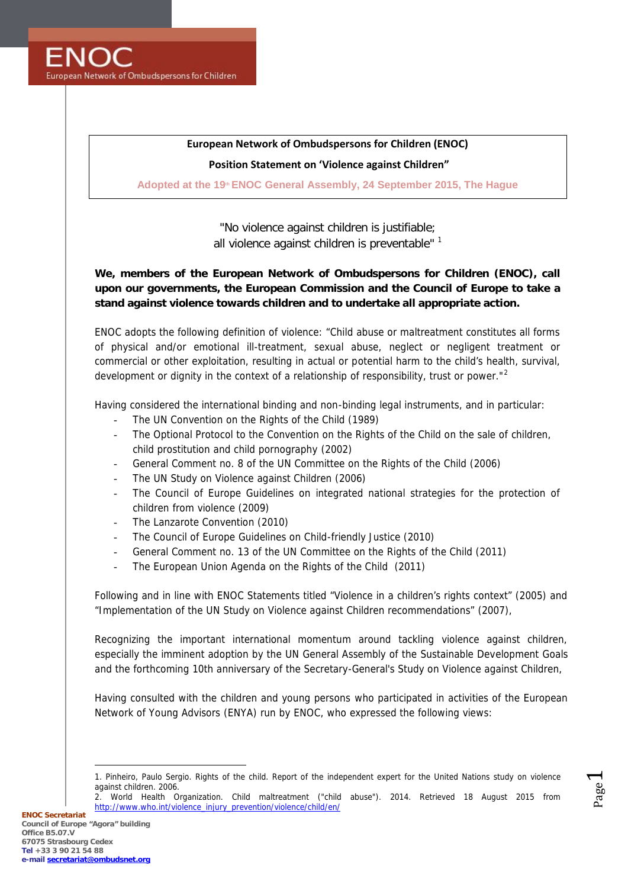ENOC

European Network of Ombudspersons for Children

**European Network of Ombudspersons for Children (ENOC)**

**Position Statement on 'Violence against Children"**

**Adopted at the 19th ENOC General Assembly, 24 September 2015, The Hague**

"No violence against children is justifiable;
all violence against children is preventable" [1]

**We, members of the European Network of Ombudspersons for Children (ENOC), call upon our governments, the European Commission and the Council of Europe to take a stand against violence towards children and to undertake all appropriate action.**

ENOC adopts the following definition of violence: "Child abuse or maltreatment constitutes all forms of physical and/or emotional ill-treatment, sexual abuse, neglect or negligent treatment or commercial or other exploitation, resulting in actual or potential harm to the child's health, survival, development or dignity in the context of a relationship of responsibility, trust or power."[2]

Having considered the international binding and non-binding legal instruments, and in particular:

- The UN Convention on the Rights of the Child (1989)
- The Optional Protocol to the Convention on the Rights of the Child on the sale of children, child prostitution and child pornography (2002)
- General Comment no. 8 of the UN Committee on the Rights of the Child (2006)
- The UN Study on Violence against Children (2006)
- The Council of Europe Guidelines on integrated national strategies for the protection of children from violence (2009)
- The Lanzarote Convention (2010)
- The Council of Europe Guidelines on Child-friendly Justice (2010)
- General Comment no. 13 of the UN Committee on the Rights of the Child (2011)
- The European Union Agenda on the Rights of the Child (2011)

Following and in line with ENOC Statements titled "Violence in a children's rights context" (2005) and "Implementation of the UN Study on Violence against Children recommendations" (2007),

Recognizing the important international momentum around tackling violence against children, especially the imminent adoption by the UN General Assembly of the Sustainable Development Goals and the forthcoming 10th anniversary of the Secretary-General's Study on Violence against Children,

Having consulted with the children and young persons who participated in activities of the European Network of Young Advisors (ENYA) run by ENOC, who expressed the following views:

---

1. Pinheiro, Paulo Sergio. Rights of the child. Report of the independent expert for the United Nations study on violence against children. 2006.
2. World Health Organization. Child maltreatment ("child abuse"). 2014. Retrieved 18 August 2015 from http://www.who.int/violence_injury_prevention/violence/child/en/

**ENOC Secretariat**
**Council of Europe "Agora" building**
**Office B5.07.V**
**67075 Strasbourg Cedex**
**Tel** +33 3 90 21 54 88
**e-mail** secretariat@ombudsnet.org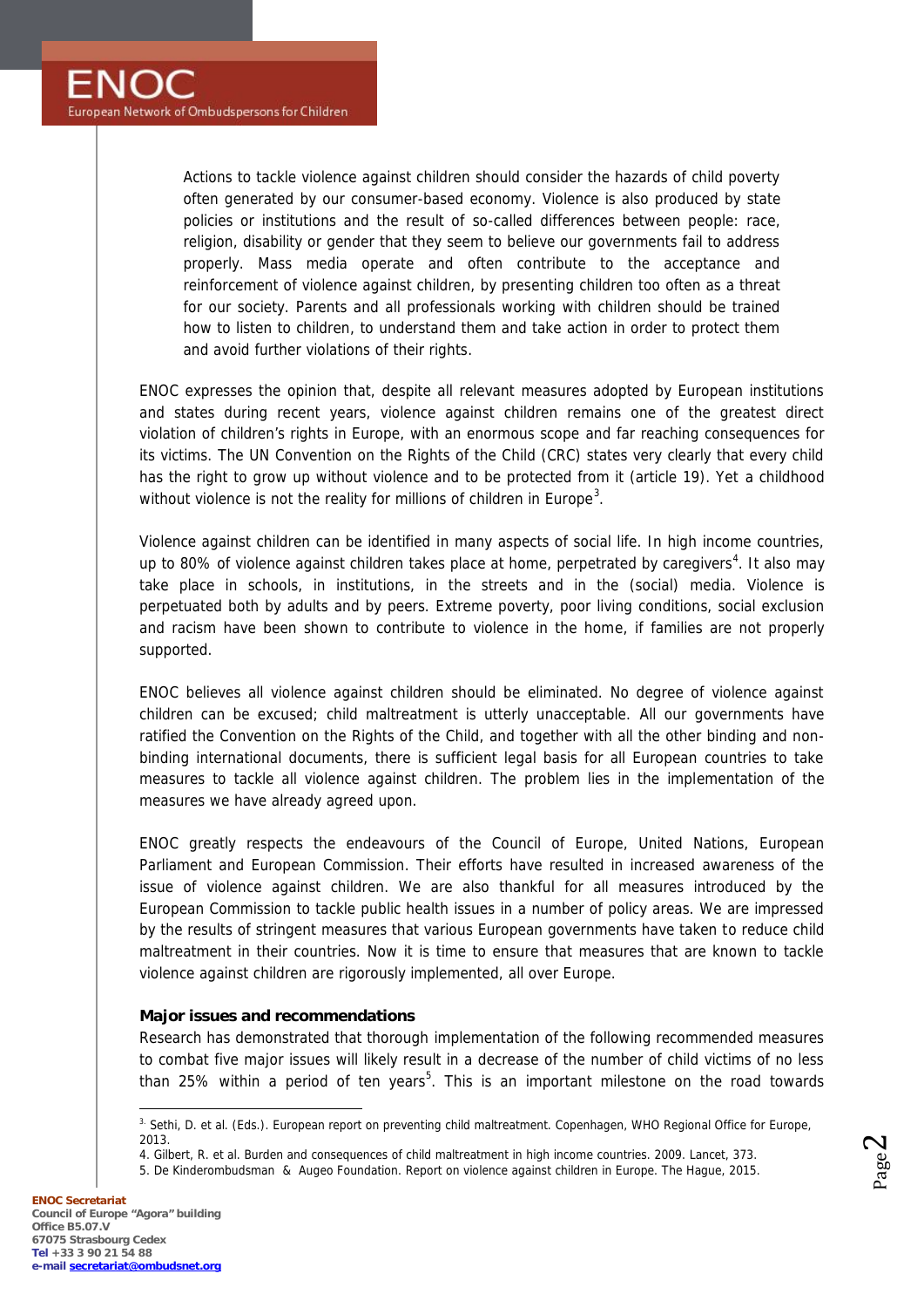> Actions to tackle violence against children should consider the hazards of child poverty often generated by our consumer-based economy. Violence is also produced by state policies or institutions and the result of so-called differences between people: race, religion, disability or gender that they seem to believe our governments fail to address properly. Mass media operate and often contribute to the acceptance and reinforcement of violence against children, by presenting children too often as a threat for our society. Parents and all professionals working with children should be trained how to listen to children, to understand them and take action in order to protect them and avoid further violations of their rights.

ENOC expresses the opinion that, despite all relevant measures adopted by European institutions and states during recent years, violence against children remains one of the greatest direct violation of children's rights in Europe, with an enormous scope and far reaching consequences for its victims. The UN Convention on the Rights of the Child (CRC) states very clearly that every child has the right to grow up without violence and to be protected from it (article 19). Yet a childhood without violence is not the reality for millions of children in Europe[3].

Violence against children can be identified in many aspects of social life. In high income countries, up to 80% of violence against children takes place at home, perpetrated by caregivers[4]. It also may take place in schools, in institutions, in the streets and in the (social) media. Violence is perpetuated both by adults and by peers. Extreme poverty, poor living conditions, social exclusion and racism have been shown to contribute to violence in the home, if families are not properly supported.

ENOC believes all violence against children should be eliminated. No degree of violence against children can be excused; child maltreatment is utterly unacceptable. All our governments have ratified the Convention on the Rights of the Child, and together with all the other binding and non-binding international documents, there is sufficient legal basis for all European countries to take measures to tackle all violence against children. The problem lies in the implementation of the measures we have already agreed upon.

ENOC greatly respects the endeavours of the Council of Europe, United Nations, European Parliament and European Commission. Their efforts have resulted in increased awareness of the issue of violence against children. We are also thankful for all measures introduced by the European Commission to tackle public health issues in a number of policy areas. We are impressed by the results of stringent measures that various European governments have taken to reduce child maltreatment in their countries. Now it is time to ensure that measures that are known to tackle violence against children are rigorously implemented, all over Europe.

**Major issues and recommendations**

Research has demonstrated that thorough implementation of the following recommended measures to combat five major issues will likely result in a decrease of the number of child victims of no less than 25% within a period of ten years[5]. This is an important milestone on the road towards

---

3. Sethi, D. et al. (Eds.). European report on preventing child maltreatment. Copenhagen, WHO Regional Office for Europe, 2013.
4. Gilbert, R. et al. Burden and consequences of child maltreatment in high income countries. 2009. Lancet, 373.
5. De Kinderombudsman & Augeo Foundation. Report on violence against children in Europe. The Hague, 2015.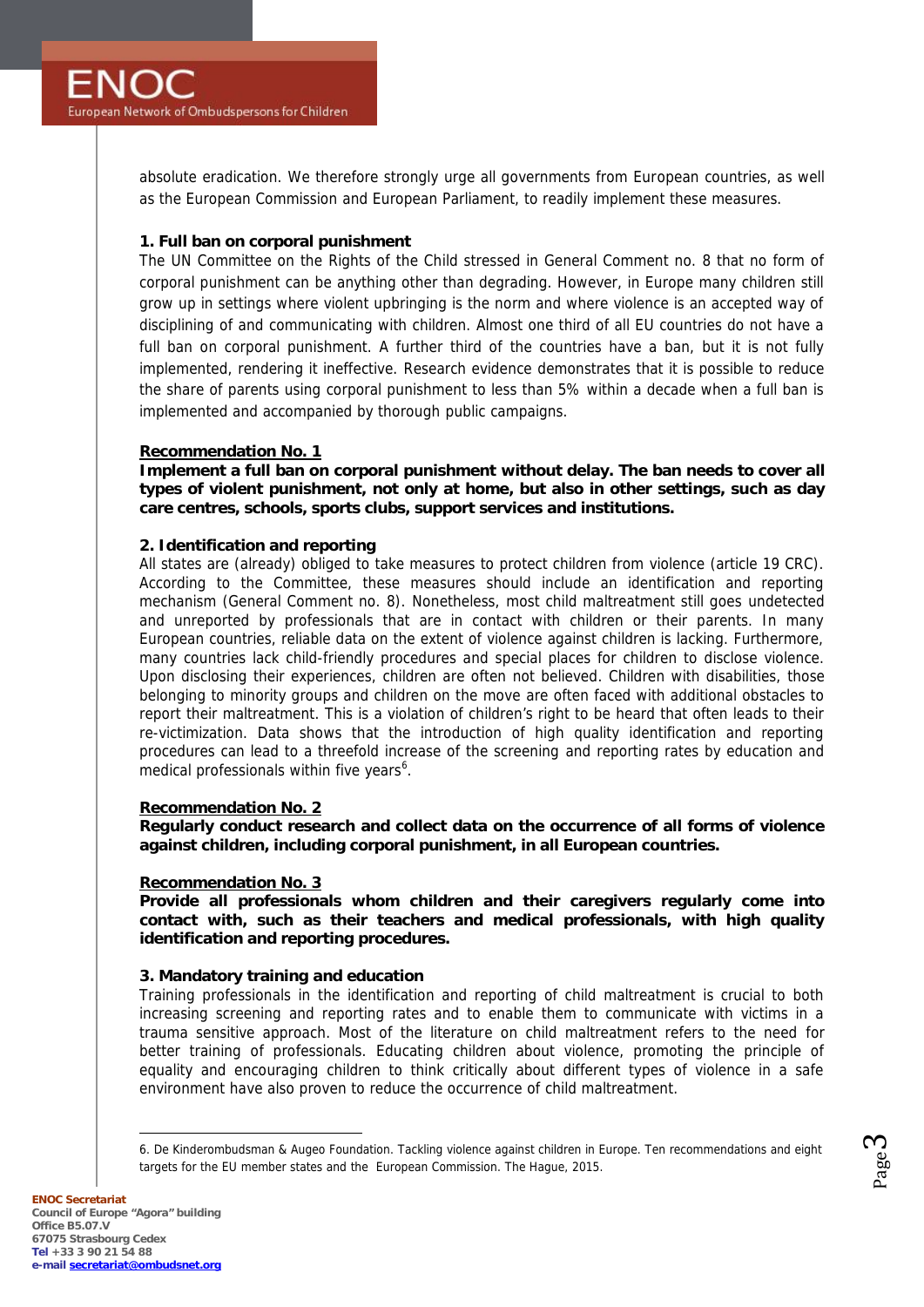absolute eradication. We therefore strongly urge all governments from European countries, as well as the European Commission and European Parliament, to readily implement these measures.

### 1. Full ban on corporal punishment

The UN Committee on the Rights of the Child stressed in General Comment no. 8 that no form of corporal punishment can be anything other than degrading. However, in Europe many children still grow up in settings where violent upbringing is the norm and where violence is an accepted way of disciplining of and communicating with children. Almost one third of all EU countries do not have a full ban on corporal punishment. A further third of the countries have a ban, but it is not fully implemented, rendering it ineffective. Research evidence demonstrates that it is possible to reduce the share of parents using corporal punishment to less than 5% within a decade when a full ban is implemented and accompanied by thorough public campaigns.

**Recommendation No. 1**

**Implement a full ban on corporal punishment without delay. The ban needs to cover all types of violent punishment, not only at home, but also in other settings, such as day care centres, schools, sports clubs, support services and institutions.**

### 2. Identification and reporting

All states are (already) obliged to take measures to protect children from violence (article 19 CRC). According to the Committee, these measures should include an identification and reporting mechanism (General Comment no. 8). Nonetheless, most child maltreatment still goes undetected and unreported by professionals that are in contact with children or their parents. In many European countries, reliable data on the extent of violence against children is lacking. Furthermore, many countries lack child-friendly procedures and special places for children to disclose violence. Upon disclosing their experiences, children are often not believed. Children with disabilities, those belonging to minority groups and children on the move are often faced with additional obstacles to report their maltreatment. This is a violation of children's right to be heard that often leads to their re-victimization. Data shows that the introduction of high quality identification and reporting procedures can lead to a threefold increase of the screening and reporting rates by education and medical professionals within five years[6].

**Recommendation No. 2**

**Regularly conduct research and collect data on the occurrence of all forms of violence against children, including corporal punishment, in all European countries.**

**Recommendation No. 3**

**Provide all professionals whom children and their caregivers regularly come into contact with, such as their teachers and medical professionals, with high quality identification and reporting procedures.**

### 3. Mandatory training and education

Training professionals in the identification and reporting of child maltreatment is crucial to both increasing screening and reporting rates and to enable them to communicate with victims in a trauma sensitive approach. Most of the literature on child maltreatment refers to the need for better training of professionals. Educating children about violence, promoting the principle of equality and encouraging children to think critically about different types of violence in a safe environment have also proven to reduce the occurrence of child maltreatment.

---

6. De Kinderombudsman & Augeo Foundation. Tackling violence against children in Europe. Ten recommendations and eight targets for the EU member states and the European Commission. The Hague, 2015.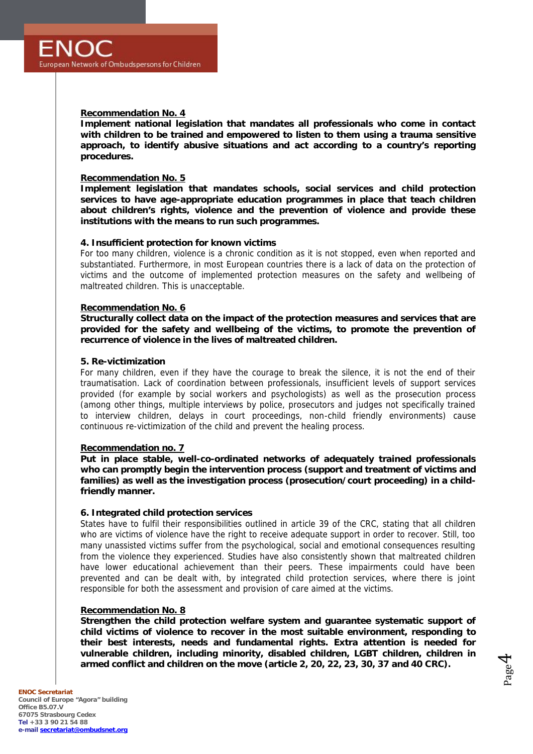**Recommendation No. 4**

**Implement national legislation that mandates all professionals who come in contact with children to be trained and empowered to listen to them using a trauma sensitive approach, to identify abusive situations and act according to a country's reporting procedures.**

**Recommendation No. 5**

**Implement legislation that mandates schools, social services and child protection services to have age-appropriate education programmes in place that teach children about children's rights, violence and the prevention of violence and provide these institutions with the means to run such programmes.**

### 4. Insufficient protection for known victims

For too many children, violence is a chronic condition as it is not stopped, even when reported and substantiated. Furthermore, in most European countries there is a lack of data on the protection of victims and the outcome of implemented protection measures on the safety and wellbeing of maltreated children. This is unacceptable.

**Recommendation No. 6**

**Structurally collect data on the impact of the protection measures and services that are provided for the safety and wellbeing of the victims, to promote the prevention of recurrence of violence in the lives of maltreated children.**

### 5. Re-victimization

For many children, even if they have the courage to break the silence, it is not the end of their traumatisation. Lack of coordination between professionals, insufficient levels of support services provided (for example by social workers and psychologists) as well as the prosecution process (among other things, multiple interviews by police, prosecutors and judges not specifically trained to interview children, delays in court proceedings, non-child friendly environments) cause continuous re-victimization of the child and prevent the healing process.

**Recommendation no. 7**

**Put in place stable, well-co-ordinated networks of adequately trained professionals who can promptly begin the intervention process (support and treatment of victims and families) as well as the investigation process (prosecution/court proceeding) in a child-friendly manner.**

### 6. Integrated child protection services

States have to fulfil their responsibilities outlined in article 39 of the CRC, stating that all children who are victims of violence have the right to receive adequate support in order to recover. Still, too many unassisted victims suffer from the psychological, social and emotional consequences resulting from the violence they experienced. Studies have also consistently shown that maltreated children have lower educational achievement than their peers. These impairments could have been prevented and can be dealt with, by integrated child protection services, where there is joint responsible for both the assessment and provision of care aimed at the victims.

**Recommendation No. 8**

**Strengthen the child protection welfare system and guarantee systematic support of child victims of violence to recover in the most suitable environment, responding to their best interests, needs and fundamental rights. Extra attention is needed for vulnerable children, including minority, disabled children, LGBT children, children in armed conflict and children on the move (article 2, 20, 22, 23, 30, 37 and 40 CRC).**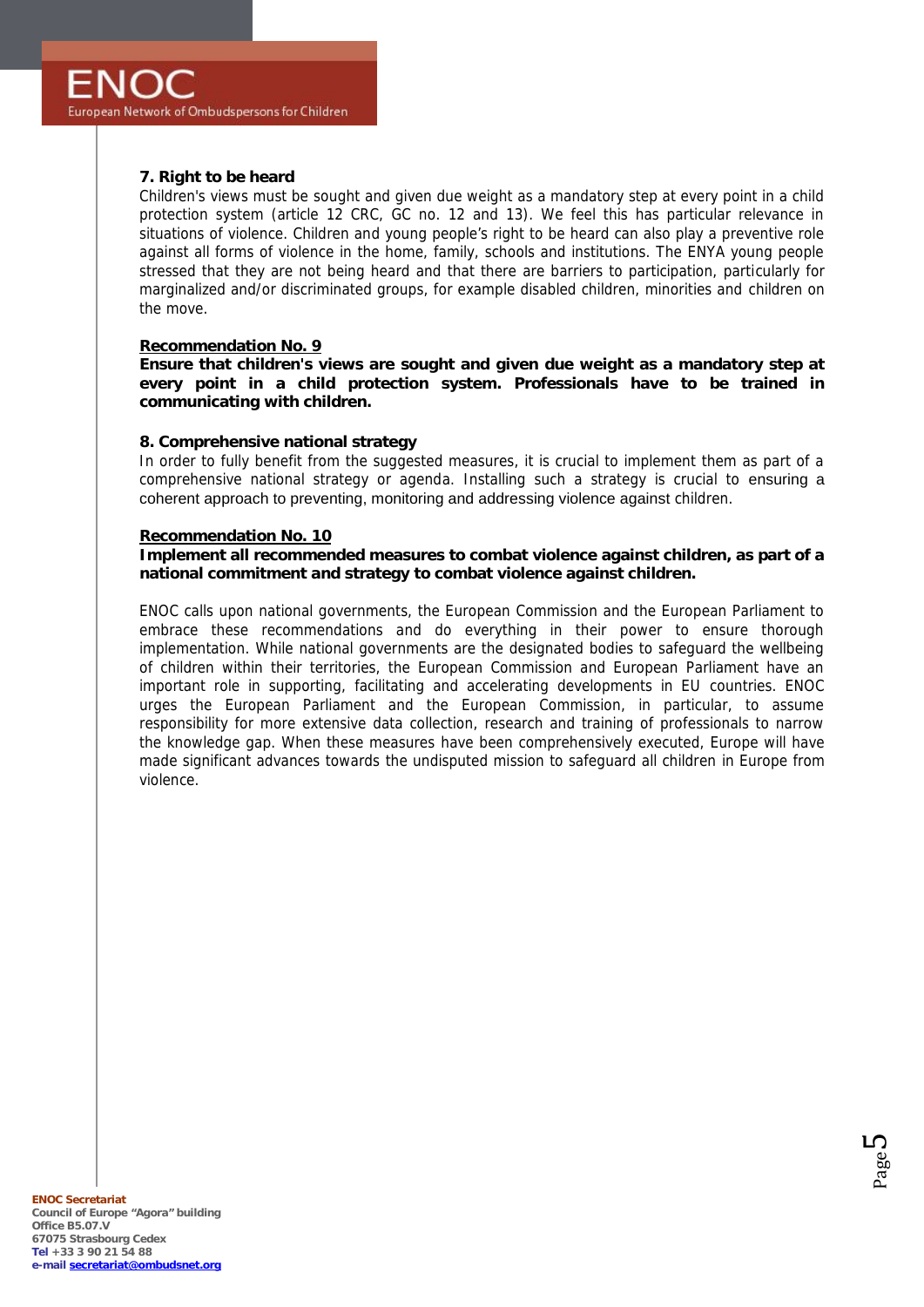### 7. Right to be heard

Children's views must be sought and given due weight as a mandatory step at every point in a child protection system (article 12 CRC, GC no. 12 and 13). We feel this has particular relevance in situations of violence. Children and young people's right to be heard can also play a preventive role against all forms of violence in the home, family, schools and institutions. The ENYA young people stressed that they are not being heard and that there are barriers to participation, particularly for marginalized and/or discriminated groups, for example disabled children, minorities and children on the move.

**Recommendation No. 9**

**Ensure that children's views are sought and given due weight as a mandatory step at every point in a child protection system. Professionals have to be trained in communicating with children.**

### 8. Comprehensive national strategy

In order to fully benefit from the suggested measures, it is crucial to implement them as part of a comprehensive national strategy or agenda. Installing such a strategy is crucial to ensuring a coherent approach to preventing, monitoring and addressing violence against children.

**Recommendation No. 10**

**Implement all recommended measures to combat violence against children, as part of a national commitment and strategy to combat violence against children.**

ENOC calls upon national governments, the European Commission and the European Parliament to embrace these recommendations and do everything in their power to ensure thorough implementation. While national governments are the designated bodies to safeguard the wellbeing of children within their territories, the European Commission and European Parliament have an important role in supporting, facilitating and accelerating developments in EU countries. ENOC urges the European Parliament and the European Commission, in particular, to assume responsibility for more extensive data collection, research and training of professionals to narrow the knowledge gap. When these measures have been comprehensively executed, Europe will have made significant advances towards the undisputed mission to safeguard all children in Europe from violence.

**ENOC Secretariat**
**Council of Europe "Agora" building**
**Office B5.07.V**
**67075 Strasbourg Cedex**
**Tel +33 3 90 21 54 88**
**e-mail secretariat@ombudsnet.org**